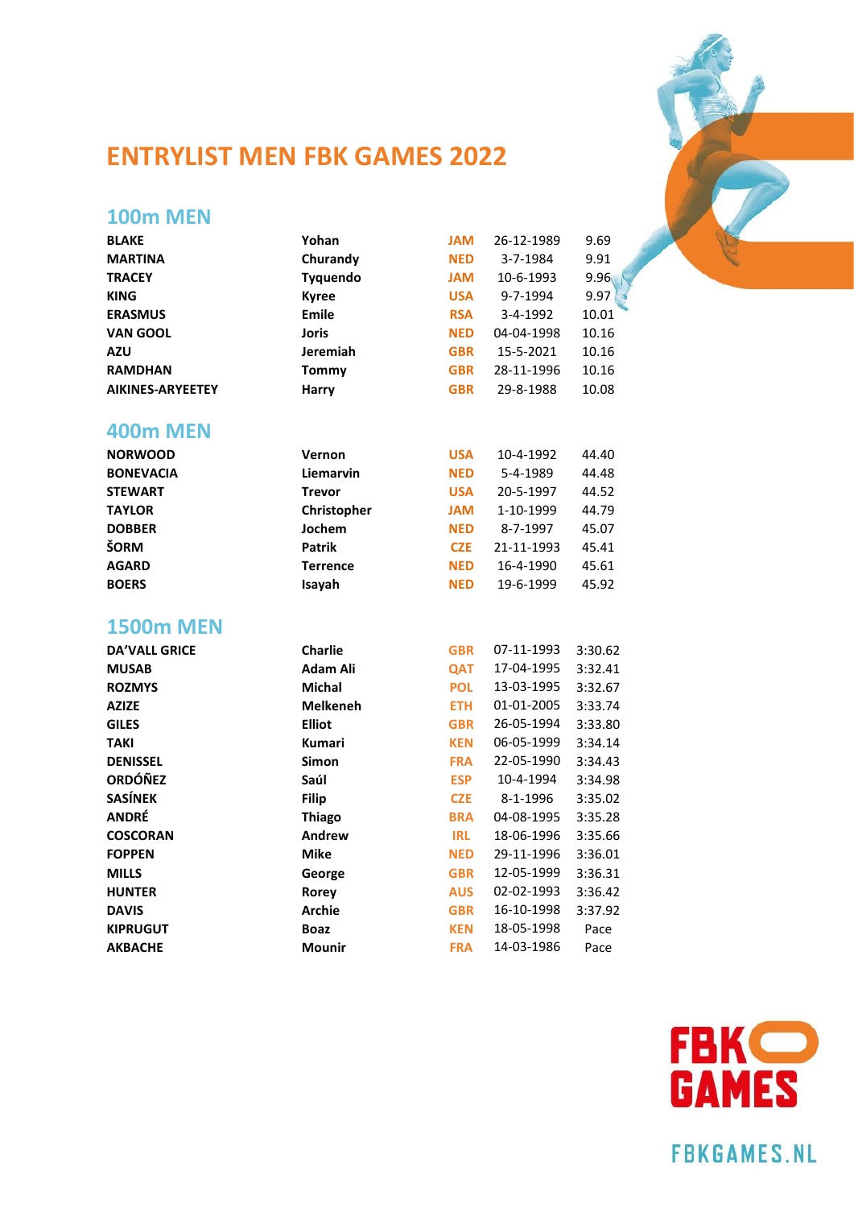# ENTRYLIST MEN FBK GAMES 2022

## 100m MEN

| | | | | |
|---|---|---|---|---|
| BLAKE | Yohan | JAM | 26-12-1989 | 9.69 |
| MARTINA | Churandy | NED | 3-7-1984 | 9.91 |
| TRACEY | Tyquendo | JAM | 10-6-1993 | 9.96 |
| KING | Kyree | USA | 9-7-1994 | 9.97 |
| ERASMUS | Emile | RSA | 3-4-1992 | 10.01 |
| VAN GOOL | Joris | NED | 04-04-1998 | 10.16 |
| AZU | Jeremiah | GBR | 15-5-2021 | 10.16 |
| RAMDHAN | Tommy | GBR | 28-11-1996 | 10.16 |
| AIKINES-ARYEETEY | Harry | GBR | 29-8-1988 | 10.08 |

## 400m MEN

| | | | | |
|---|---|---|---|---|
| NORWOOD | Vernon | USA | 10-4-1992 | 44.40 |
| BONEVACIA | Liemarvin | NED | 5-4-1989 | 44.48 |
| STEWART | Trevor | USA | 20-5-1997 | 44.52 |
| TAYLOR | Christopher | JAM | 1-10-1999 | 44.79 |
| DOBBER | Jochem | NED | 8-7-1997 | 45.07 |
| ŠORM | Patrik | CZE | 21-11-1993 | 45.41 |
| AGARD | Terrence | NED | 16-4-1990 | 45.61 |
| BOERS | Isayah | NED | 19-6-1999 | 45.92 |

## 1500m MEN

| | | | | |
|---|---|---|---|---|
| DA'VALL GRICE | Charlie | GBR | 07-11-1993 | 3:30.62 |
| MUSAB | Adam Ali | QAT | 17-04-1995 | 3:32.41 |
| ROZMYS | Michal | POL | 13-03-1995 | 3:32.67 |
| AZIZE | Melkeneh | ETH | 01-01-2005 | 3:33.74 |
| GILES | Elliot | GBR | 26-05-1994 | 3:33.80 |
| TAKI | Kumari | KEN | 06-05-1999 | 3:34.14 |
| DENISSEL | Simon | FRA | 22-05-1990 | 3:34.43 |
| ORDÓÑEZ | Saúl | ESP | 10-4-1994 | 3:34.98 |
| SASÍNEK | Filip | CZE | 8-1-1996 | 3:35.02 |
| ANDRÉ | Thiago | BRA | 04-08-1995 | 3:35.28 |
| COSCORAN | Andrew | IRL | 18-06-1996 | 3:35.66 |
| FOPPEN | Mike | NED | 29-11-1996 | 3:36.01 |
| MILLS | George | GBR | 12-05-1999 | 3:36.31 |
| HUNTER | Rorey | AUS | 02-02-1993 | 3:36.42 |
| DAVIS | Archie | GBR | 16-10-1998 | 3:37.92 |
| KIPRUGUT | Boaz | KEN | 18-05-1998 | Pace |
| AKBACHE | Mounir | FRA | 14-03-1986 | Pace |

FBK GAMES

FBKGAMES.NL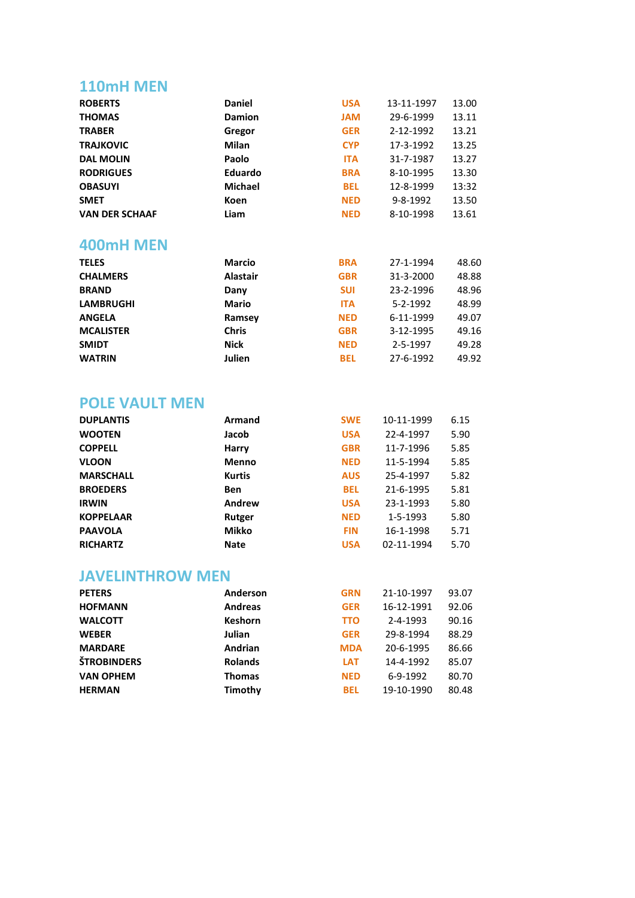## 110mH MEN

| | | | | |
|---|---|---|---|---|
| **ROBERTS** | **Daniel** | **USA** | 13-11-1997 | 13.00 |
| **THOMAS** | **Damion** | **JAM** | 29-6-1999 | 13.11 |
| **TRABER** | **Gregor** | **GER** | 2-12-1992 | 13.21 |
| **TRAJKOVIC** | **Milan** | **CYP** | 17-3-1992 | 13.25 |
| **DAL MOLIN** | **Paolo** | **ITA** | 31-7-1987 | 13.27 |
| **RODRIGUES** | **Eduardo** | **BRA** | 8-10-1995 | 13.30 |
| **OBASUYI** | **Michael** | **BEL** | 12-8-1999 | 13:32 |
| **SMET** | **Koen** | **NED** | 9-8-1992 | 13.50 |
| **VAN DER SCHAAF** | **Liam** | **NED** | 8-10-1998 | 13.61 |

## 400mH MEN

| | | | | |
|---|---|---|---|---|
| **TELES** | **Marcio** | **BRA** | 27-1-1994 | 48.60 |
| **CHALMERS** | **Alastair** | **GBR** | 31-3-2000 | 48.88 |
| **BRAND** | **Dany** | **SUI** | 23-2-1996 | 48.96 |
| **LAMBRUGHI** | **Mario** | **ITA** | 5-2-1992 | 48.99 |
| **ANGELA** | **Ramsey** | **NED** | 6-11-1999 | 49.07 |
| **MCALISTER** | **Chris** | **GBR** | 3-12-1995 | 49.16 |
| **SMIDT** | **Nick** | **NED** | 2-5-1997 | 49.28 |
| **WATRIN** | **Julien** | **BEL** | 27-6-1992 | 49.92 |

## POLE VAULT MEN

| | | | | |
|---|---|---|---|---|
| **DUPLANTIS** | **Armand** | **SWE** | 10-11-1999 | 6.15 |
| **WOOTEN** | **Jacob** | **USA** | 22-4-1997 | 5.90 |
| **COPPELL** | **Harry** | **GBR** | 11-7-1996 | 5.85 |
| **VLOON** | **Menno** | **NED** | 11-5-1994 | 5.85 |
| **MARSCHALL** | **Kurtis** | **AUS** | 25-4-1997 | 5.82 |
| **BROEDERS** | **Ben** | **BEL** | 21-6-1995 | 5.81 |
| **IRWIN** | **Andrew** | **USA** | 23-1-1993 | 5.80 |
| **KOPPELAAR** | **Rutger** | **NED** | 1-5-1993 | 5.80 |
| **PAAVOLA** | **Mikko** | **FIN** | 16-1-1998 | 5.71 |
| **RICHARTZ** | **Nate** | **USA** | 02-11-1994 | 5.70 |

## JAVELINTHROW MEN

| | | | | |
|---|---|---|---|---|
| **PETERS** | **Anderson** | **GRN** | 21-10-1997 | 93.07 |
| **HOFMANN** | **Andreas** | **GER** | 16-12-1991 | 92.06 |
| **WALCOTT** | **Keshorn** | **TTO** | 2-4-1993 | 90.16 |
| **WEBER** | **Julian** | **GER** | 29-8-1994 | 88.29 |
| **MARDARE** | **Andrian** | **MDA** | 20-6-1995 | 86.66 |
| **ŠTROBINDERS** | **Rolands** | **LAT** | 14-4-1992 | 85.07 |
| **VAN OPHEM** | **Thomas** | **NED** | 6-9-1992 | 80.70 |
| **HERMAN** | **Timothy** | **BEL** | 19-10-1990 | 80.48 |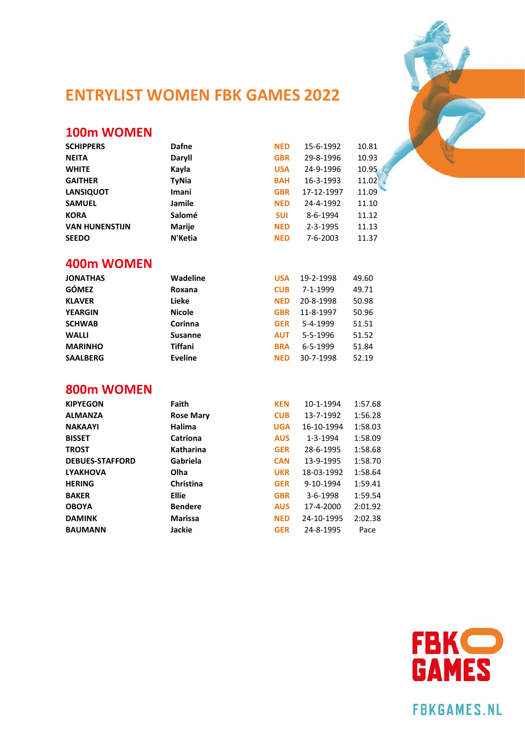# ENTRYLIST WOMEN FBK GAMES 2022

## 100m WOMEN

| | | | | |
|---|---|---|---|---|
| SCHIPPERS | Dafne | NED | 15-6-1992 | 10.81 |
| NEITA | Daryll | GBR | 29-8-1996 | 10.93 |
| WHITE | Kayla | USA | 24-9-1996 | 10.95 |
| GAITHER | TyNia | BAH | 16-3-1993 | 11.02 |
| LANSIQUOT | Imani | GBR | 17-12-1997 | 11.09 |
| SAMUEL | Jamile | NED | 24-4-1992 | 11.10 |
| KORA | Salomé | SUI | 8-6-1994 | 11.12 |
| VAN HUNENSTIJN | Marije | NED | 2-3-1995 | 11.13 |
| SEEDO | N'Ketia | NED | 7-6-2003 | 11.37 |

## 400m WOMEN

| | | | | |
|---|---|---|---|---|
| JONATHAS | Wadeline | USA | 19-2-1998 | 49.60 |
| GÓMEZ | Roxana | CUB | 7-1-1999 | 49.71 |
| KLAVER | Lieke | NED | 20-8-1998 | 50.98 |
| YEARGIN | Nicole | GBR | 11-8-1997 | 50.96 |
| SCHWAB | Corinna | GER | 5-4-1999 | 51.51 |
| WALLI | Susanne | AUT | 5-5-1996 | 51.52 |
| MARINHO | Tiffani | BRA | 6-5-1999 | 51.84 |
| SAALBERG | Eveline | NED | 30-7-1998 | 52.19 |

## 800m WOMEN

| | | | | |
|---|---|---|---|---|
| KIPYEGON | Faith | KEN | 10-1-1994 | 1:57.68 |
| ALMANZA | Rose Mary | CUB | 13-7-1992 | 1:56.28 |
| NAKAAYI | Halima | UGA | 16-10-1994 | 1:58.03 |
| BISSET | Catriona | AUS | 1-3-1994 | 1:58.09 |
| TROST | Katharina | GER | 28-6-1995 | 1:58.68 |
| DEBUES-STAFFORD | Gabriela | CAN | 13-9-1995 | 1:58.70 |
| LYAKHOVA | Olha | UKR | 18-03-1992 | 1:58.64 |
| HERING | Christina | GER | 9-10-1994 | 1:59.41 |
| BAKER | Ellie | GBR | 3-6-1998 | 1:59.54 |
| OBOYA | Bendere | AUS | 17-4-2000 | 2:01.92 |
| DAMINK | Marissa | NED | 24-10-1995 | 2:02.38 |
| BAUMANN | Jackie | GER | 24-8-1995 | Pace |

FBK GAMES

FBKGAMES.NL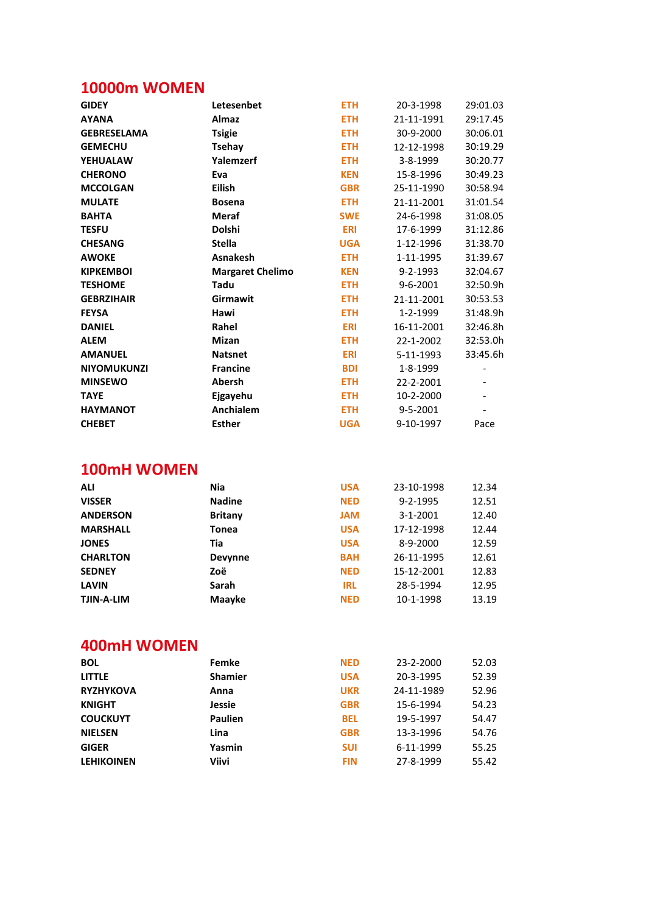## 10000m WOMEN

| | | | | |
|---|---|---|---|---|
| GIDEY | Letesenbet | ETH | 20-3-1998 | 29:01.03 |
| AYANA | Almaz | ETH | 21-11-1991 | 29:17.45 |
| GEBRESELAMA | Tsigie | ETH | 30-9-2000 | 30:06.01 |
| GEMECHU | Tsehay | ETH | 12-12-1998 | 30:19.29 |
| YEHUALAW | Yalemzerf | ETH | 3-8-1999 | 30:20.77 |
| CHERONO | Eva | KEN | 15-8-1996 | 30:49.23 |
| MCCOLGAN | Eilish | GBR | 25-11-1990 | 30:58.94 |
| MULATE | Bosena | ETH | 21-11-2001 | 31:01.54 |
| BAHTA | Meraf | SWE | 24-6-1998 | 31:08.05 |
| TESFU | Dolshi | ERI | 17-6-1999 | 31:12.86 |
| CHESANG | Stella | UGA | 1-12-1996 | 31:38.70 |
| AWOKE | Asnakesh | ETH | 1-11-1995 | 31:39.67 |
| KIPKEMBOI | Margaret Chelimo | KEN | 9-2-1993 | 32:04.67 |
| TESHOME | Tadu | ETH | 9-6-2001 | 32:50.9h |
| GEBRZIHAIR | Girmawit | ETH | 21-11-2001 | 30:53.53 |
| FEYSA | Hawi | ETH | 1-2-1999 | 31:48.9h |
| DANIEL | Rahel | ERI | 16-11-2001 | 32:46.8h |
| ALEM | Mizan | ETH | 22-1-2002 | 32:53.0h |
| AMANUEL | Natsnet | ERI | 5-11-1993 | 33:45.6h |
| NIYOMUKUNZI | Francine | BDI | 1-8-1999 | - |
| MINSEWO | Abersh | ETH | 22-2-2001 | - |
| TAYE | Ejgayehu | ETH | 10-2-2000 | - |
| HAYMANOT | Anchialem | ETH | 9-5-2001 | - |
| CHEBET | Esther | UGA | 9-10-1997 | Pace |

## 100mH WOMEN

| | | | | |
|---|---|---|---|---|
| ALI | Nia | USA | 23-10-1998 | 12.34 |
| VISSER | Nadine | NED | 9-2-1995 | 12.51 |
| ANDERSON | Britany | JAM | 3-1-2001 | 12.40 |
| MARSHALL | Tonea | USA | 17-12-1998 | 12.44 |
| JONES | Tia | USA | 8-9-2000 | 12.59 |
| CHARLTON | Devynne | BAH | 26-11-1995 | 12.61 |
| SEDNEY | Zoë | NED | 15-12-2001 | 12.83 |
| LAVIN | Sarah | IRL | 28-5-1994 | 12.95 |
| TJIN-A-LIM | Maayke | NED | 10-1-1998 | 13.19 |

## 400mH WOMEN

| | | | | |
|---|---|---|---|---|
| BOL | Femke | NED | 23-2-2000 | 52.03 |
| LITTLE | Shamier | USA | 20-3-1995 | 52.39 |
| RYZHYKOVA | Anna | UKR | 24-11-1989 | 52.96 |
| KNIGHT | Jessie | GBR | 15-6-1994 | 54.23 |
| COUCKUYT | Paulien | BEL | 19-5-1997 | 54.47 |
| NIELSEN | Lina | GBR | 13-3-1996 | 54.76 |
| GIGER | Yasmin | SUI | 6-11-1999 | 55.25 |
| LEHIKOINEN | Viivi | FIN | 27-8-1999 | 55.42 |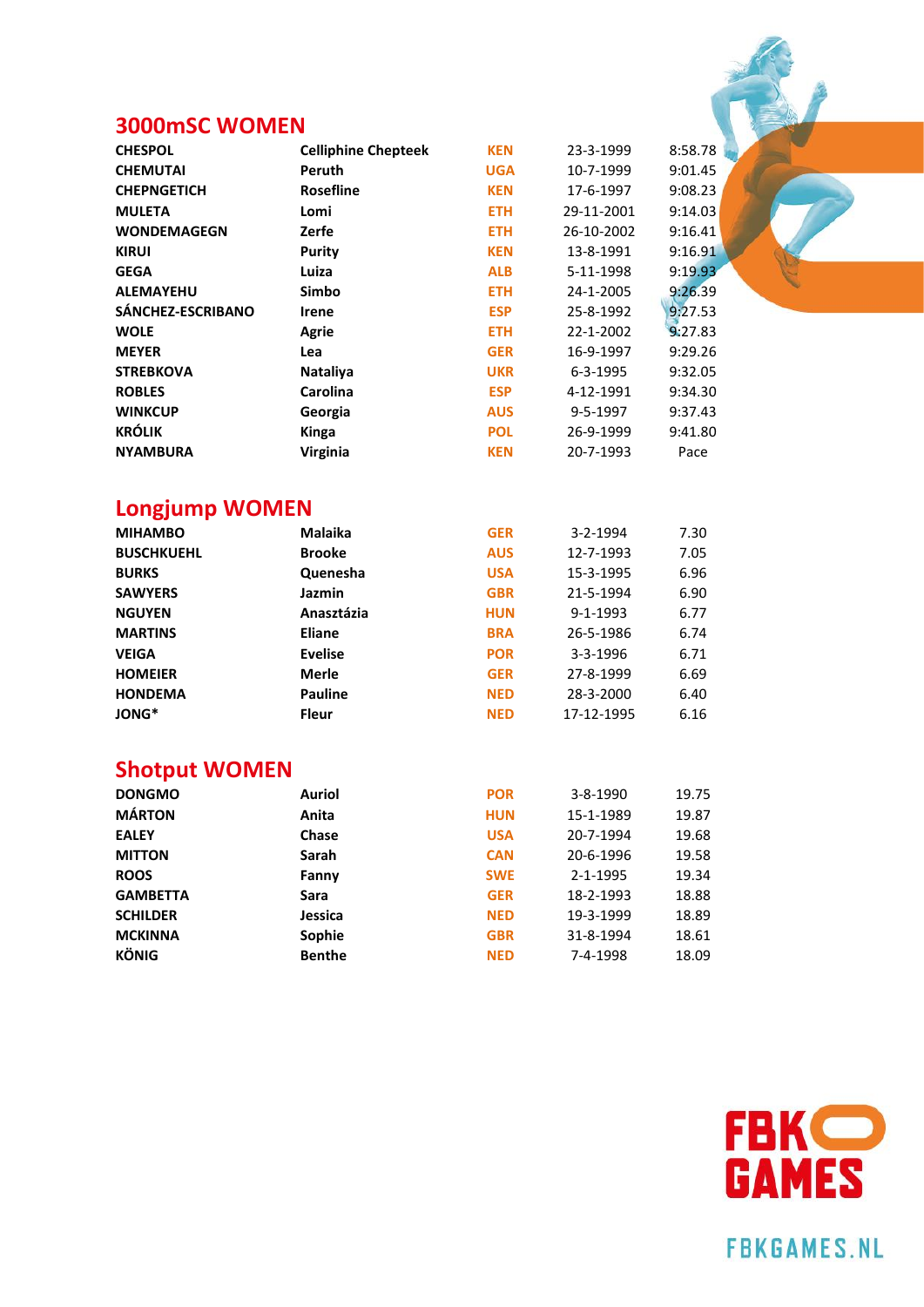## 3000mSC WOMEN

| | | | | |
|---|---|---|---|---|
| **CHESPOL** | **Celliphine Chepteek** | **KEN** | 23-3-1999 | 8:58.78 |
| **CHEMUTAI** | **Peruth** | **UGA** | 10-7-1999 | 9:01.45 |
| **CHEPNGETICH** | **Rosefline** | **KEN** | 17-6-1997 | 9:08.23 |
| **MULETA** | **Lomi** | **ETH** | 29-11-2001 | 9:14.03 |
| **WONDEMAGEGN** | **Zerfe** | **ETH** | 26-10-2002 | 9:16.41 |
| **KIRUI** | **Purity** | **KEN** | 13-8-1991 | 9:16.91 |
| **GEGA** | **Luiza** | **ALB** | 5-11-1998 | 9:19.93 |
| **ALEMAYEHU** | **Simbo** | **ETH** | 24-1-2005 | 9:26.39 |
| **SÁNCHEZ-ESCRIBANO** | **Irene** | **ESP** | 25-8-1992 | 9:27.53 |
| **WOLE** | **Agrie** | **ETH** | 22-1-2002 | 9:27.83 |
| **MEYER** | **Lea** | **GER** | 16-9-1997 | 9:29.26 |
| **STREBKOVA** | **Nataliya** | **UKR** | 6-3-1995 | 9:32.05 |
| **ROBLES** | **Carolina** | **ESP** | 4-12-1991 | 9:34.30 |
| **WINKCUP** | **Georgia** | **AUS** | 9-5-1997 | 9:37.43 |
| **KRÓLIK** | **Kinga** | **POL** | 26-9-1999 | 9:41.80 |
| **NYAMBURA** | **Virginia** | **KEN** | 20-7-1993 | Pace |

## Longjump WOMEN

| | | | | |
|---|---|---|---|---|
| **MIHAMBO** | **Malaika** | **GER** | 3-2-1994 | 7.30 |
| **BUSCHKUEHL** | **Brooke** | **AUS** | 12-7-1993 | 7.05 |
| **BURKS** | **Quenesha** | **USA** | 15-3-1995 | 6.96 |
| **SAWYERS** | **Jazmin** | **GBR** | 21-5-1994 | 6.90 |
| **NGUYEN** | **Anasztázia** | **HUN** | 9-1-1993 | 6.77 |
| **MARTINS** | **Eliane** | **BRA** | 26-5-1986 | 6.74 |
| **VEIGA** | **Evelise** | **POR** | 3-3-1996 | 6.71 |
| **HOMEIER** | **Merle** | **GER** | 27-8-1999 | 6.69 |
| **HONDEMA** | **Pauline** | **NED** | 28-3-2000 | 6.40 |
| **JONG*** | **Fleur** | **NED** | 17-12-1995 | 6.16 |

## Shotput WOMEN

| | | | | |
|---|---|---|---|---|
| **DONGMO** | **Auriol** | **POR** | 3-8-1990 | 19.75 |
| **MÁRTON** | **Anita** | **HUN** | 15-1-1989 | 19.87 |
| **EALEY** | **Chase** | **USA** | 20-7-1994 | 19.68 |
| **MITTON** | **Sarah** | **CAN** | 20-6-1996 | 19.58 |
| **ROOS** | **Fanny** | **SWE** | 2-1-1995 | 19.34 |
| **GAMBETTA** | **Sara** | **GER** | 18-2-1993 | 18.88 |
| **SCHILDER** | **Jessica** | **NED** | 19-3-1999 | 18.89 |
| **MCKINNA** | **Sophie** | **GBR** | 31-8-1994 | 18.61 |
| **KÖNIG** | **Benthe** | **NED** | 7-4-1998 | 18.09 |

FBK GAMES

FBKGAMES.NL